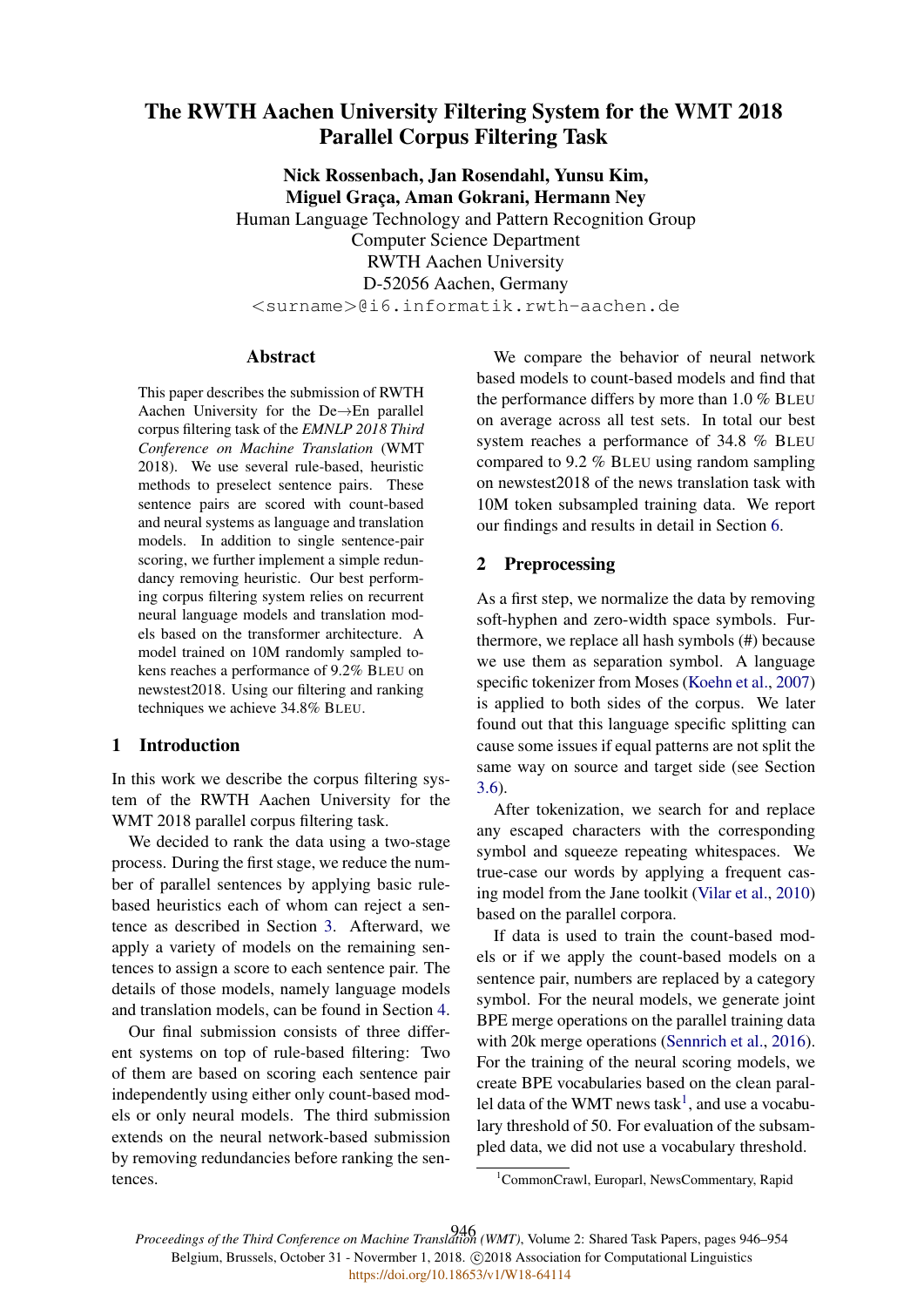# The RWTH Aachen University Filtering System for the WMT 2018 Parallel Corpus Filtering Task

**Nick Rossenbach, Jan Rosendahl, Yunsu Kim, Miguel Graça, Aman Gokrani, Hermann Ney**
Human Language Technology and Pattern Recognition Group
Computer Science Department
RWTH Aachen University
D-52056 Aachen, Germany
<surname>@i6.informatik.rwth-aachen.de

## Abstract

This paper describes the submission of RWTH Aachen University for the De→En parallel corpus filtering task of the *EMNLP 2018 Third Conference on Machine Translation* (WMT 2018). We use several rule-based, heuristic methods to preselect sentence pairs. These sentence pairs are scored with count-based and neural systems as language and translation models. In addition to single sentence-pair scoring, we further implement a simple redundancy removing heuristic. Our best performing corpus filtering system relies on recurrent neural language models and translation models based on the transformer architecture. A model trained on 10M randomly sampled tokens reaches a performance of 9.2% BLEU on newstest2018. Using our filtering and ranking techniques we achieve 34.8% BLEU.

## 1 Introduction

In this work we describe the corpus filtering system of the RWTH Aachen University for the WMT 2018 parallel corpus filtering task.

We decided to rank the data using a two-stage process. During the first stage, we reduce the number of parallel sentences by applying basic rule-based heuristics each of whom can reject a sentence as described in Section 3. Afterward, we apply a variety of models on the remaining sentences to assign a score to each sentence pair. The details of those models, namely language models and translation models, can be found in Section 4.

Our final submission consists of three different systems on top of rule-based filtering: Two of them are based on scoring each sentence pair independently using either only count-based models or only neural models. The third submission extends on the neural network-based submission by removing redundancies before ranking the sentences.

We compare the behavior of neural network based models to count-based models and find that the performance differs by more than 1.0 % BLEU on average across all test sets. In total our best system reaches a performance of 34.8 % BLEU compared to 9.2 % BLEU using random sampling on newstest2018 of the news translation task with 10M token subsampled training data. We report our findings and results in detail in Section 6.

## 2 Preprocessing

As a first step, we normalize the data by removing soft-hyphen and zero-width space symbols. Furthermore, we replace all hash symbols (#) because we use them as separation symbol. A language specific tokenizer from Moses (Koehn et al., 2007) is applied to both sides of the corpus. We later found out that this language specific splitting can cause some issues if equal patterns are not split the same way on source and target side (see Section 3.6).

After tokenization, we search for and replace any escaped characters with the corresponding symbol and squeeze repeating whitespaces. We true-case our words by applying a frequent casing model from the Jane toolkit (Vilar et al., 2010) based on the parallel corpora.

If data is used to train the count-based models or if we apply the count-based models on a sentence pair, numbers are replaced by a category symbol. For the neural models, we generate joint BPE merge operations on the parallel training data with 20k merge operations (Sennrich et al., 2016). For the training of the neural scoring models, we create BPE vocabularies based on the clean parallel data of the WMT news task[1], and use a vocabulary threshold of 50. For evaluation of the subsampled data, we did not use a vocabulary threshold.

[1] CommonCrawl, Europarl, NewsCommentary, Rapid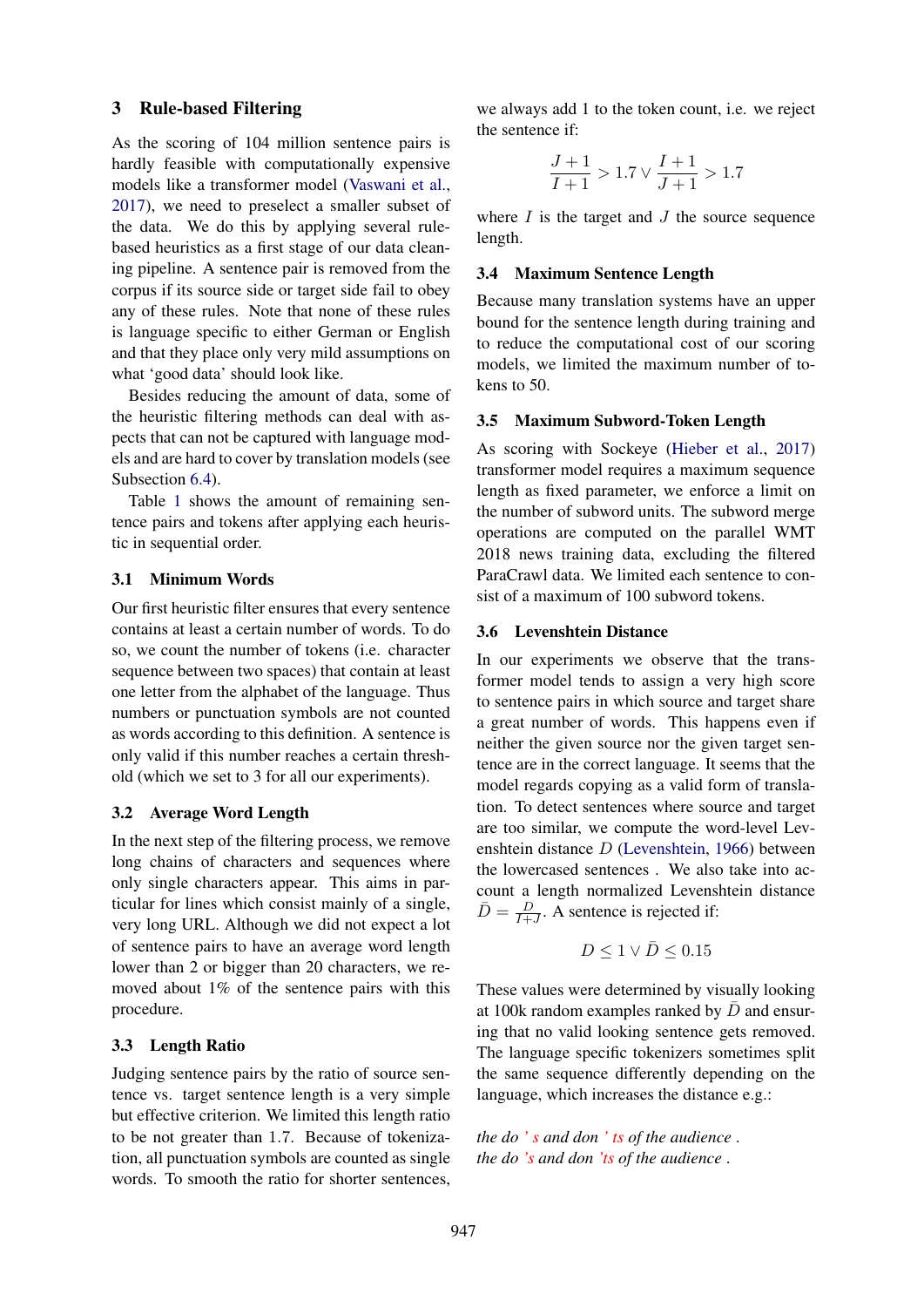## 3 Rule-based Filtering

As the scoring of 104 million sentence pairs is hardly feasible with computationally expensive models like a transformer model (Vaswani et al., 2017), we need to preselect a smaller subset of the data. We do this by applying several rule-based heuristics as a first stage of our data cleaning pipeline. A sentence pair is removed from the corpus if its source side or target side fail to obey any of these rules. Note that none of these rules is language specific to either German or English and that they place only very mild assumptions on what 'good data' should look like.

Besides reducing the amount of data, some of the heuristic filtering methods can deal with aspects that can not be captured with language models and are hard to cover by translation models (see Subsection 6.4).

Table 1 shows the amount of remaining sentence pairs and tokens after applying each heuristic in sequential order.

### 3.1 Minimum Words

Our first heuristic filter ensures that every sentence contains at least a certain number of words. To do so, we count the number of tokens (i.e. character sequence between two spaces) that contain at least one letter from the alphabet of the language. Thus numbers or punctuation symbols are not counted as words according to this definition. A sentence is only valid if this number reaches a certain threshold (which we set to 3 for all our experiments).

### 3.2 Average Word Length

In the next step of the filtering process, we remove long chains of characters and sequences where only single characters appear. This aims in particular for lines which consist mainly of a single, very long URL. Although we did not expect a lot of sentence pairs to have an average word length lower than 2 or bigger than 20 characters, we removed about 1% of the sentence pairs with this procedure.

### 3.3 Length Ratio

Judging sentence pairs by the ratio of source sentence vs. target sentence length is a very simple but effective criterion. We limited this length ratio to be not greater than 1.7. Because of tokenization, all punctuation symbols are counted as single words. To smooth the ratio for shorter sentences, we always add 1 to the token count, i.e. we reject the sentence if:

$$\frac{J+1}{I+1} > 1.7 \vee \frac{I+1}{J+1} > 1.7$$

where $I$ is the target and $J$ the source sequence length.

### 3.4 Maximum Sentence Length

Because many translation systems have an upper bound for the sentence length during training and to reduce the computational cost of our scoring models, we limited the maximum number of tokens to 50.

### 3.5 Maximum Subword-Token Length

As scoring with Sockeye (Hieber et al., 2017) transformer model requires a maximum sequence length as fixed parameter, we enforce a limit on the number of subword units. The subword merge operations are computed on the parallel WMT 2018 news training data, excluding the filtered ParaCrawl data. We limited each sentence to consist of a maximum of 100 subword tokens.

### 3.6 Levenshtein Distance

In our experiments we observe that the transformer model tends to assign a very high score to sentence pairs in which source and target share a great number of words. This happens even if neither the given source nor the given target sentence are in the correct language. It seems that the model regards copying as a valid form of translation. To detect sentences where source and target are too similar, we compute the word-level Levenshtein distance $D$ (Levenshtein, 1966) between the lowercased sentences . We also take into account a length normalized Levenshtein distance $\bar{D} = \frac{D}{I+J}$. A sentence is rejected if:

$$D \leq 1 \vee \bar{D} \leq 0.15$$

These values were determined by visually looking at 100k random examples ranked by $\bar{D}$ and ensuring that no valid looking sentence gets removed. The language specific tokenizers sometimes split the same sequence differently depending on the language, which increases the distance e.g.:

*the do ' s and don ' ts of the audience .*
*the do 's and don 'ts of the audience .*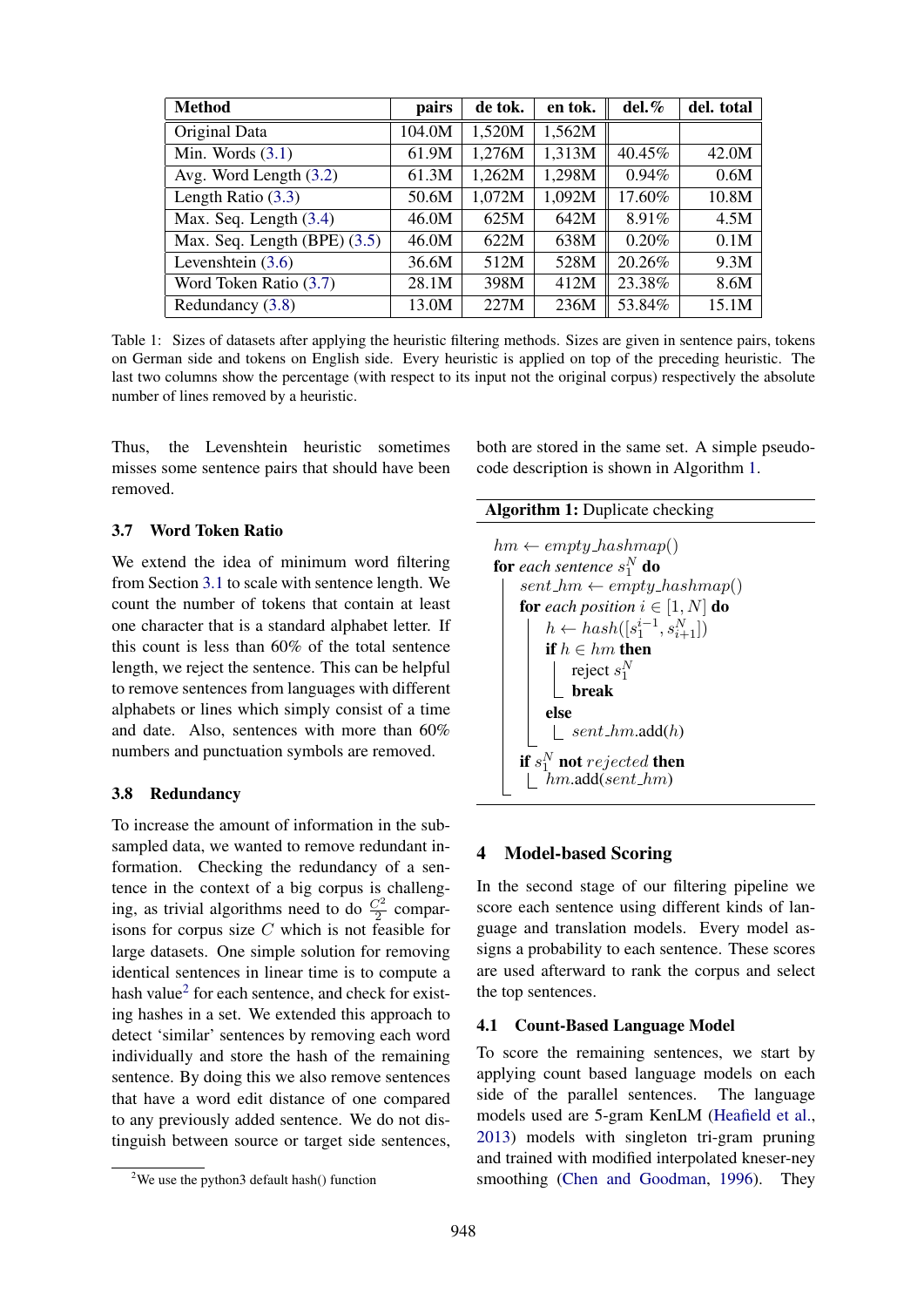| Method | pairs | de tok. | en tok. | del.% | del. total |
|---|---|---|---|---|---|
| Original Data | 104.0M | 1,520M | 1,562M | | |
| Min. Words (3.1) | 61.9M | 1,276M | 1,313M | 40.45% | 42.0M |
| Avg. Word Length (3.2) | 61.3M | 1,262M | 1,298M | 0.94% | 0.6M |
| Length Ratio (3.3) | 50.6M | 1,072M | 1,092M | 17.60% | 10.8M |
| Max. Seq. Length (3.4) | 46.0M | 625M | 642M | 8.91% | 4.5M |
| Max. Seq. Length (BPE) (3.5) | 46.0M | 622M | 638M | 0.20% | 0.1M |
| Levenshtein (3.6) | 36.6M | 512M | 528M | 20.26% | 9.3M |
| Word Token Ratio (3.7) | 28.1M | 398M | 412M | 23.38% | 8.6M |
| Redundancy (3.8) | 13.0M | 227M | 236M | 53.84% | 15.1M |

Table 1: Sizes of datasets after applying the heuristic filtering methods. Sizes are given in sentence pairs, tokens on German side and tokens on English side. Every heuristic is applied on top of the preceding heuristic. The last two columns show the percentage (with respect to its input not the original corpus) respectively the absolute number of lines removed by a heuristic.

Thus, the Levenshtein heuristic sometimes misses some sentence pairs that should have been removed.

### 3.7 Word Token Ratio

We extend the idea of minimum word filtering from Section 3.1 to scale with sentence length. We count the number of tokens that contain at least one character that is a standard alphabet letter. If this count is less than 60% of the total sentence length, we reject the sentence. This can be helpful to remove sentences from languages with different alphabets or lines which simply consist of a time and date. Also, sentences with more than 60% numbers and punctuation symbols are removed.

### 3.8 Redundancy

To increase the amount of information in the subsampled data, we wanted to remove redundant information. Checking the redundancy of a sentence in the context of a big corpus is challenging, as trivial algorithms need to do $\frac{C^2}{2}$ comparisons for corpus size $C$ which is not feasible for large datasets. One simple solution for removing identical sentences in linear time is to compute a hash value[2] for each sentence, and check for existing hashes in a set. We extended this approach to detect 'similar' sentences by removing each word individually and store the hash of the remaining sentence. By doing this we also remove sentences that have a word edit distance of one compared to any previously added sentence. We do not distinguish between source or target side sentences, both are stored in the same set. A simple pseudo-code description is shown in Algorithm 1.

[2]We use the python3 default hash() function

**Algorithm 1:** Duplicate checking

$hm \leftarrow empty\_hashmap()$
**for** *each sentence* $s_1^N$ **do**
  $sent\_hm \leftarrow empty\_hashmap()$
  **for** *each position* $i \in [1, N]$ **do**
    $h \leftarrow hash([s_1^{i-1}, s_{i+1}^N])$
    **if** $h \in hm$ **then**
      reject $s_1^N$
      **break**
    **else**
      $sent\_hm$.add($h$)
  **if** $s_1^N$ **not** $rejected$ **then**
    $hm$.add($sent\_hm$)

## 4 Model-based Scoring

In the second stage of our filtering pipeline we score each sentence using different kinds of language and translation models. Every model assigns a probability to each sentence. These scores are used afterward to rank the corpus and select the top sentences.

### 4.1 Count-Based Language Model

To score the remaining sentences, we start by applying count based language models on each side of the parallel sentences. The language models used are 5-gram KenLM (Heafield et al., 2013) models with singleton tri-gram pruning and trained with modified interpolated kneser-ney smoothing (Chen and Goodman, 1996). They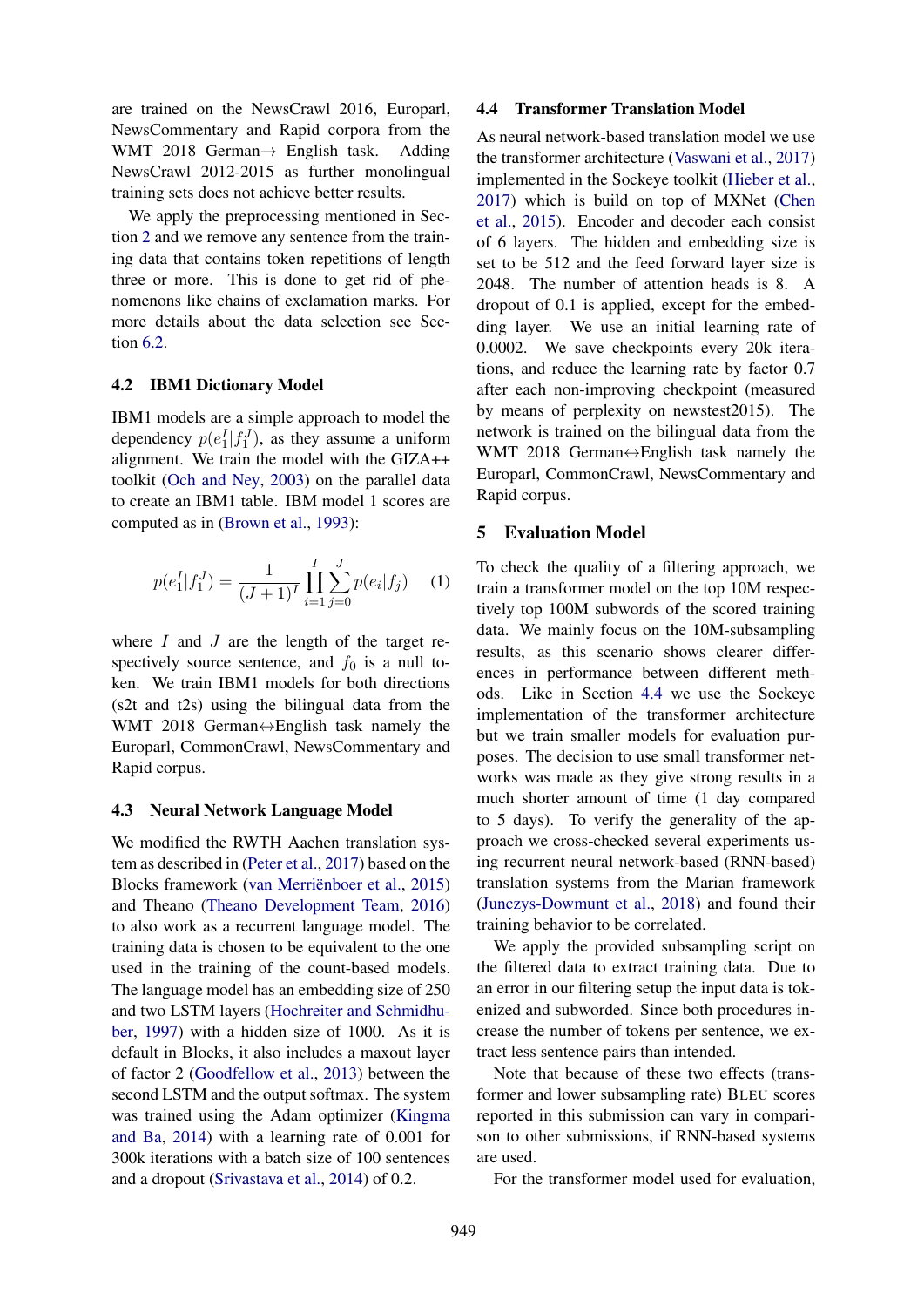are trained on the NewsCrawl 2016, Europarl, NewsCommentary and Rapid corpora from the WMT 2018 German→ English task. Adding NewsCrawl 2012-2015 as further monolingual training sets does not achieve better results.

We apply the preprocessing mentioned in Section 2 and we remove any sentence from the training data that contains token repetitions of length three or more. This is done to get rid of phenomenons like chains of exclamation marks. For more details about the data selection see Section 6.2.

### 4.2 IBM1 Dictionary Model

IBM1 models are a simple approach to model the dependency $p(e_1^I|f_1^J)$, as they assume a uniform alignment. We train the model with the GIZA++ toolkit (Och and Ney, 2003) on the parallel data to create an IBM1 table. IBM model 1 scores are computed as in (Brown et al., 1993):

$$p(e_1^I|f_1^J) = \frac{1}{(J+1)^I} \prod_{i=1}^{I} \sum_{j=0}^{J} p(e_i|f_j) \quad (1)$$

where $I$ and $J$ are the length of the target respectively source sentence, and $f_0$ is a null token. We train IBM1 models for both directions (s2t and t2s) using the bilingual data from the WMT 2018 German↔English task namely the Europarl, CommonCrawl, NewsCommentary and Rapid corpus.

### 4.3 Neural Network Language Model

We modified the RWTH Aachen translation system as described in (Peter et al., 2017) based on the Blocks framework (van Merriënboer et al., 2015) and Theano (Theano Development Team, 2016) to also work as a recurrent language model. The training data is chosen to be equivalent to the one used in the training of the count-based models. The language model has an embedding size of 250 and two LSTM layers (Hochreiter and Schmidhuber, 1997) with a hidden size of 1000. As it is default in Blocks, it also includes a maxout layer of factor 2 (Goodfellow et al., 2013) between the second LSTM and the output softmax. The system was trained using the Adam optimizer (Kingma and Ba, 2014) with a learning rate of 0.001 for 300k iterations with a batch size of 100 sentences and a dropout (Srivastava et al., 2014) of 0.2.

### 4.4 Transformer Translation Model

As neural network-based translation model we use the transformer architecture (Vaswani et al., 2017) implemented in the Sockeye toolkit (Hieber et al., 2017) which is build on top of MXNet (Chen et al., 2015). Encoder and decoder each consist of 6 layers. The hidden and embedding size is set to be 512 and the feed forward layer size is 2048. The number of attention heads is 8. A dropout of 0.1 is applied, except for the embedding layer. We use an initial learning rate of 0.0002. We save checkpoints every 20k iterations, and reduce the learning rate by factor 0.7 after each non-improving checkpoint (measured by means of perplexity on newstest2015). The network is trained on the bilingual data from the WMT 2018 German↔English task namely the Europarl, CommonCrawl, NewsCommentary and Rapid corpus.

## 5 Evaluation Model

To check the quality of a filtering approach, we train a transformer model on the top 10M respectively top 100M subwords of the scored training data. We mainly focus on the 10M-subsampling results, as this scenario shows clearer differences in performance between different methods. Like in Section 4.4 we use the Sockeye implementation of the transformer architecture but we train smaller models for evaluation purposes. The decision to use small transformer networks was made as they give strong results in a much shorter amount of time (1 day compared to 5 days). To verify the generality of the approach we cross-checked several experiments using recurrent neural network-based (RNN-based) translation systems from the Marian framework (Junczys-Dowmunt et al., 2018) and found their training behavior to be correlated.

We apply the provided subsampling script on the filtered data to extract training data. Due to an error in our filtering setup the input data is tokenized and subworded. Since both procedures increase the number of tokens per sentence, we extract less sentence pairs than intended.

Note that because of these two effects (transformer and lower subsampling rate) BLEU scores reported in this submission can vary in comparison to other submissions, if RNN-based systems are used.

For the transformer model used for evaluation,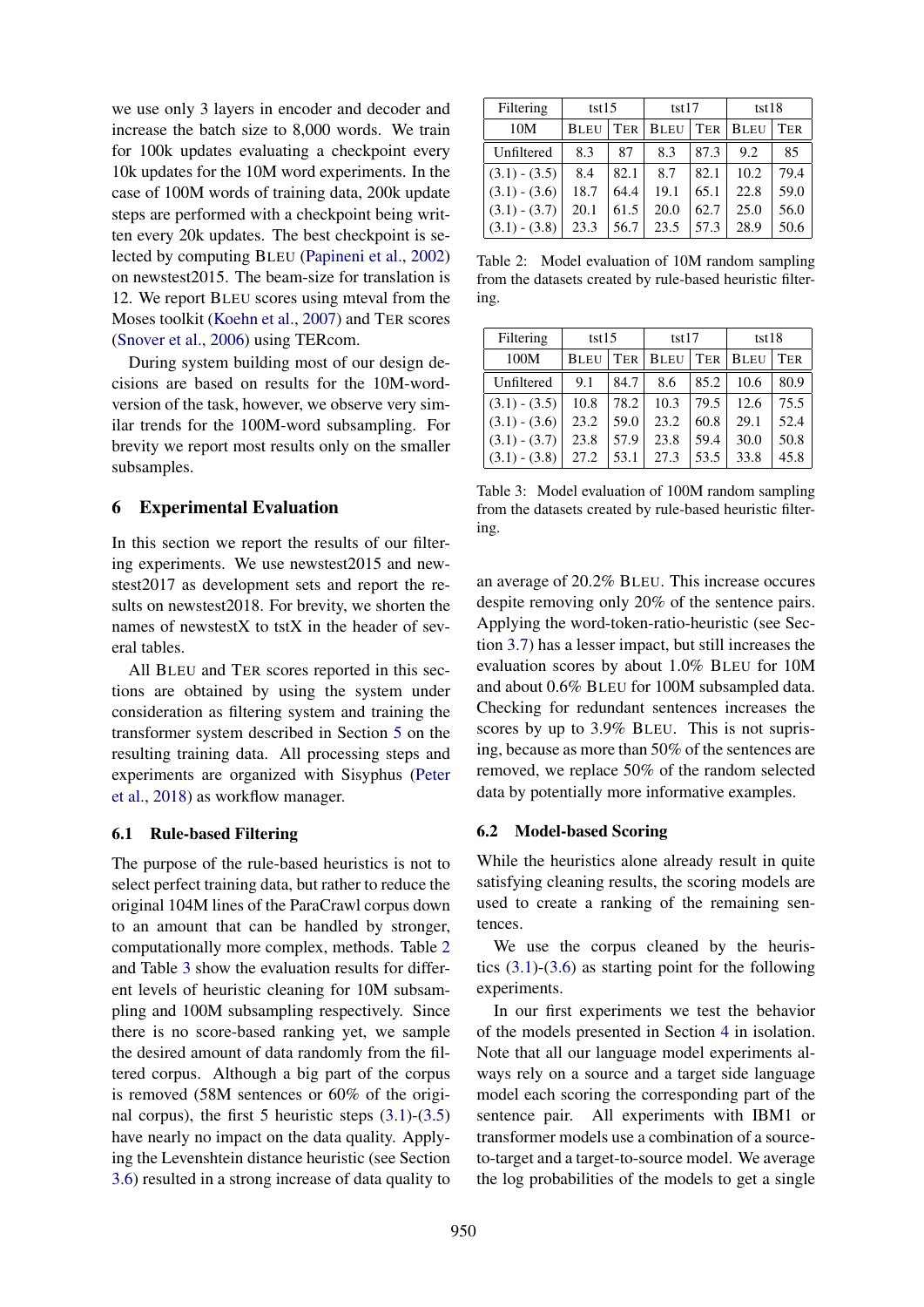we use only 3 layers in encoder and decoder and increase the batch size to 8,000 words. We train for 100k updates evaluating a checkpoint every 10k updates for the 10M word experiments. In the case of 100M words of training data, 200k update steps are performed with a checkpoint being written every 20k updates. The best checkpoint is selected by computing BLEU (Papineni et al., 2002) on newstest2015. The beam-size for translation is 12. We report BLEU scores using mteval from the Moses toolkit (Koehn et al., 2007) and TER scores (Snover et al., 2006) using TERcom.

During system building most of our design decisions are based on results for the 10M-word-version of the task, however, we observe very similar trends for the 100M-word subsampling. For brevity we report most results only on the smaller subsamples.

## 6 Experimental Evaluation

In this section we report the results of our filtering experiments. We use newstest2015 and newstest2017 as development sets and report the results on newstest2018. For brevity, we shorten the names of newstestX to tstX in the header of several tables.

All BLEU and TER scores reported in this sections are obtained by using the system under consideration as filtering system and training the transformer system described in Section 5 on the resulting training data. All processing steps and experiments are organized with Sisyphus (Peter et al., 2018) as workflow manager.

### 6.1 Rule-based Filtering

The purpose of the rule-based heuristics is not to select perfect training data, but rather to reduce the original 104M lines of the ParaCrawl corpus down to an amount that can be handled by stronger, computationally more complex, methods. Table 2 and Table 3 show the evaluation results for different levels of heuristic cleaning for 10M subsampling and 100M subsampling respectively. Since there is no score-based ranking yet, we sample the desired amount of data randomly from the filtered corpus. Although a big part of the corpus is removed (58M sentences or 60% of the original corpus), the first 5 heuristic steps (3.1)-(3.5) have nearly no impact on the data quality. Applying the Levenshtein distance heuristic (see Section 3.6) resulted in a strong increase of data quality to an average of 20.2% BLEU. This increase occures despite removing only 20% of the sentence pairs. Applying the word-token-ratio-heuristic (see Section 3.7) has a lesser impact, but still increases the evaluation scores by about 1.0% BLEU for 10M and about 0.6% BLEU for 100M subsampled data. Checking for redundant sentences increases the scores by up to 3.9% BLEU. This is not suprising, because as more than 50% of the sentences are removed, we replace 50% of the random selected data by potentially more informative examples.

| Filtering | tst15 | | tst17 | | tst18 | |
|---|---|---|---|---|---|---|
| 10M | BLEU | TER | BLEU | TER | BLEU | TER |
| Unfiltered | 8.3 | 87 | 8.3 | 87.3 | 9.2 | 85 |
| (3.1) - (3.5) | 8.4 | 82.1 | 8.7 | 82.1 | 10.2 | 79.4 |
| (3.1) - (3.6) | 18.7 | 64.4 | 19.1 | 65.1 | 22.8 | 59.0 |
| (3.1) - (3.7) | 20.1 | 61.5 | 20.0 | 62.7 | 25.0 | 56.0 |
| (3.1) - (3.8) | 23.3 | 56.7 | 23.5 | 57.3 | 28.9 | 50.6 |

Table 2: Model evaluation of 10M random sampling from the datasets created by rule-based heuristic filtering.

| Filtering | tst15 | | tst17 | | tst18 | |
|---|---|---|---|---|---|---|
| 100M | BLEU | TER | BLEU | TER | BLEU | TER |
| Unfiltered | 9.1 | 84.7 | 8.6 | 85.2 | 10.6 | 80.9 |
| (3.1) - (3.5) | 10.8 | 78.2 | 10.3 | 79.5 | 12.6 | 75.5 |
| (3.1) - (3.6) | 23.2 | 59.0 | 23.2 | 60.8 | 29.1 | 52.4 |
| (3.1) - (3.7) | 23.8 | 57.9 | 23.8 | 59.4 | 30.0 | 50.8 |
| (3.1) - (3.8) | 27.2 | 53.1 | 27.3 | 53.5 | 33.8 | 45.8 |

Table 3: Model evaluation of 100M random sampling from the datasets created by rule-based heuristic filtering.

### 6.2 Model-based Scoring

While the heuristics alone already result in quite satisfying cleaning results, the scoring models are used to create a ranking of the remaining sentences.

We use the corpus cleaned by the heuristics (3.1)-(3.6) as starting point for the following experiments.

In our first experiments we test the behavior of the models presented in Section 4 in isolation. Note that all our language model experiments always rely on a source and a target side language model each scoring the corresponding part of the sentence pair. All experiments with IBM1 or transformer models use a combination of a source-to-target and a target-to-source model. We average the log probabilities of the models to get a single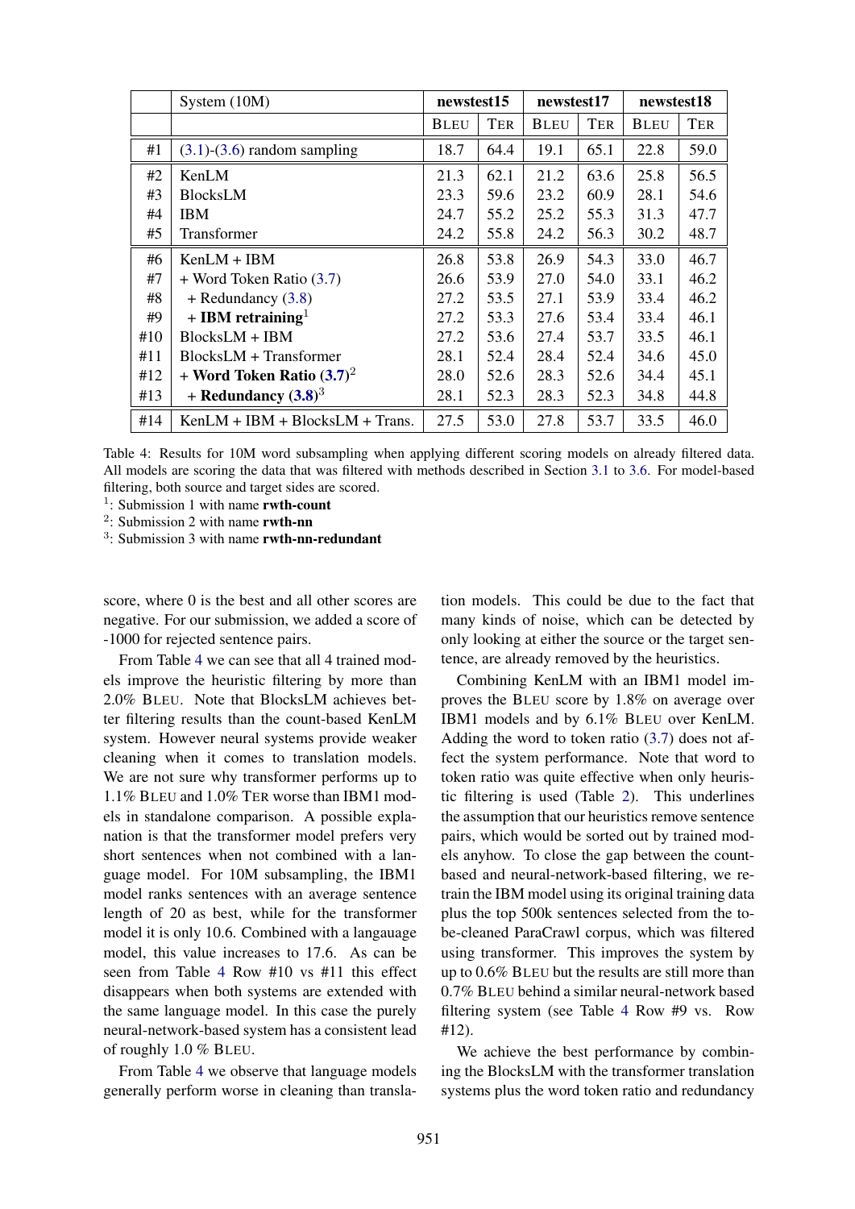| | System (10M) | newstest15 | | newstest17 | | newstest18 | |
|---|---|---|---|---|---|---|---|
| | | BLEU | TER | BLEU | TER | BLEU | TER |
| #1 | (3.1)-(3.6) random sampling | 18.7 | 64.4 | 19.1 | 65.1 | 22.8 | 59.0 |
| #2 | KenLM | 21.3 | 62.1 | 21.2 | 63.6 | 25.8 | 56.5 |
| #3 | BlocksLM | 23.3 | 59.6 | 23.2 | 60.9 | 28.1 | 54.6 |
| #4 | IBM | 24.7 | 55.2 | 25.2 | 55.3 | 31.3 | 47.7 |
| #5 | Transformer | 24.2 | 55.8 | 24.2 | 56.3 | 30.2 | 48.7 |
| #6 | KenLM + IBM | 26.8 | 53.8 | 26.9 | 54.3 | 33.0 | 46.7 |
| #7 | + Word Token Ratio (3.7) | 26.6 | 53.9 | 27.0 | 54.0 | 33.1 | 46.2 |
| #8 | + Redundancy (3.8) | 27.2 | 53.5 | 27.1 | 53.9 | 33.4 | 46.2 |
| #9 | + **IBM retraining**[1] | 27.2 | 53.3 | 27.6 | 53.4 | 33.4 | 46.1 |
| #10 | BlocksLM + IBM | 27.2 | 53.6 | 27.4 | 53.7 | 33.5 | 46.1 |
| #11 | BlocksLM + Transformer | 28.1 | 52.4 | 28.4 | 52.4 | 34.6 | 45.0 |
| #12 | + **Word Token Ratio (3.7)**[2] | 28.0 | 52.6 | 28.3 | 52.6 | 34.4 | 45.1 |
| #13 | + **Redundancy (3.8)**[3] | 28.1 | 52.3 | 28.3 | 52.3 | 34.8 | 44.8 |
| #14 | KenLM + IBM + BlocksLM + Trans. | 27.5 | 53.0 | 27.8 | 53.7 | 33.5 | 46.0 |

Table 4: Results for 10M word subsampling when applying different scoring models on already filtered data. All models are scoring the data that was filtered with methods described in Section 3.1 to 3.6. For model-based filtering, both source and target sides are scored.
[1]: Submission 1 with name **rwth-count**
[2]: Submission 2 with name **rwth-nn**
[3]: Submission 3 with name **rwth-nn-redundant**

score, where 0 is the best and all other scores are negative. For our submission, we added a score of -1000 for rejected sentence pairs.

From Table 4 we can see that all 4 trained models improve the heuristic filtering by more than 2.0% BLEU. Note that BlocksLM achieves better filtering results than the count-based KenLM system. However neural systems provide weaker cleaning when it comes to translation models. We are not sure why transformer performs up to 1.1% BLEU and 1.0% TER worse than IBM1 models in standalone comparison. A possible explanation is that the transformer model prefers very short sentences when not combined with a language model. For 10M subsampling, the IBM1 model ranks sentences with an average sentence length of 20 as best, while for the transformer model it is only 10.6. Combined with a langauage model, this value increases to 17.6. As can be seen from Table 4 Row #10 vs #11 this effect disappears when both systems are extended with the same language model. In this case the purely neural-network-based system has a consistent lead of roughly 1.0 % BLEU.

From Table 4 we observe that language models generally perform worse in cleaning than translation models. This could be due to the fact that many kinds of noise, which can be detected by only looking at either the source or the target sentence, are already removed by the heuristics.

Combining KenLM with an IBM1 model improves the BLEU score by 1.8% on average over IBM1 models and by 6.1% BLEU over KenLM. Adding the word to token ratio (3.7) does not affect the system performance. Note that word to token ratio was quite effective when only heuristic filtering is used (Table 2). This underlines the assumption that our heuristics remove sentence pairs, which would be sorted out by trained models anyhow. To close the gap between the count-based and neural-network-based filtering, we retrain the IBM model using its original training data plus the top 500k sentences selected from the to-be-cleaned ParaCrawl corpus, which was filtered using transformer. This improves the system by up to 0.6% BLEU but the results are still more than 0.7% BLEU behind a similar neural-network based filtering system (see Table 4 Row #9 vs. Row #12).

We achieve the best performance by combining the BlocksLM with the transformer translation systems plus the word token ratio and redundancy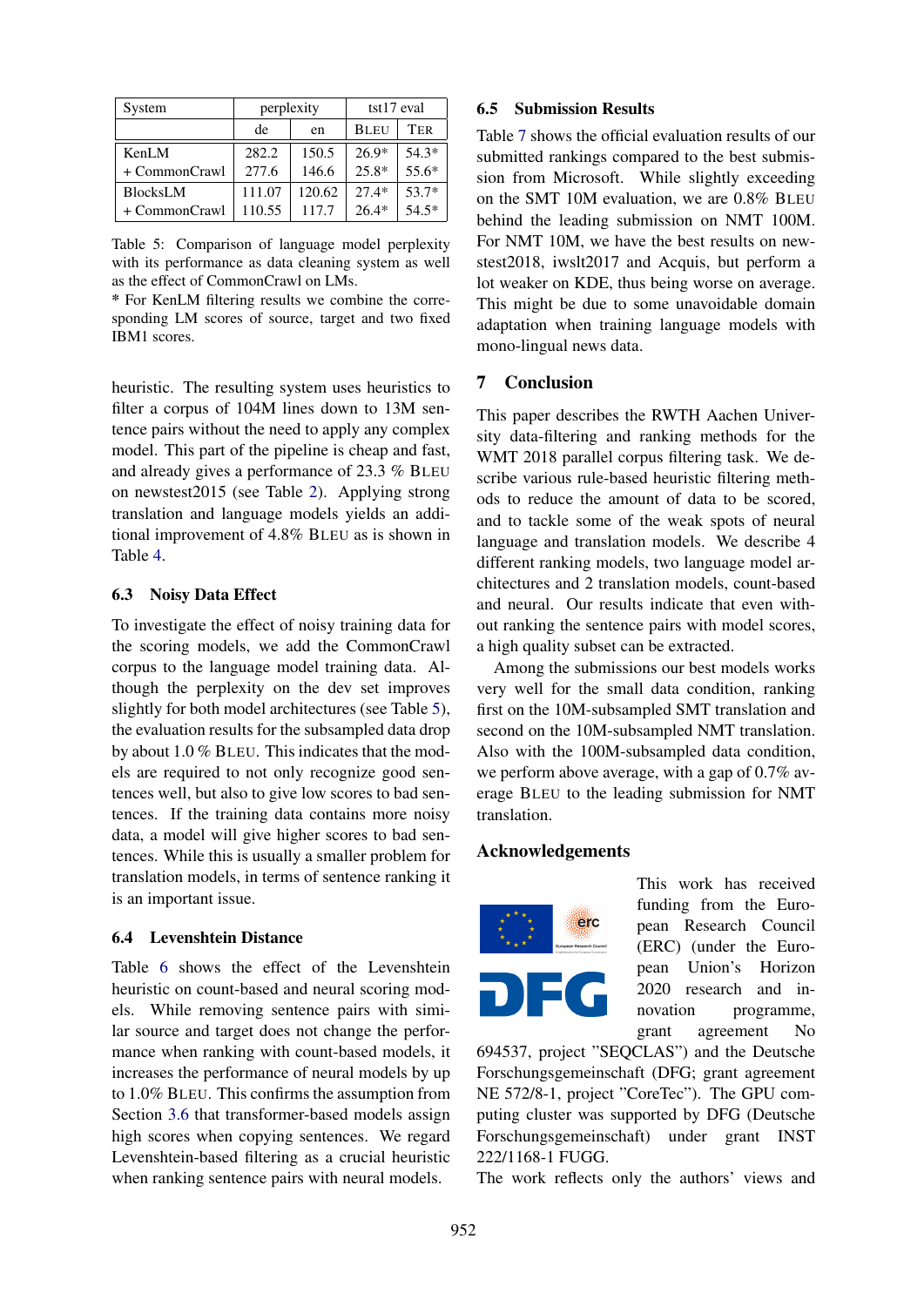| System | perplexity | | tst17 eval | |
|---|---|---|---|---|
| | de | en | BLEU | TER |
| KenLM | 282.2 | 150.5 | 26.9* | 54.3* |
| + CommonCrawl | 277.6 | 146.6 | 25.8* | 55.6* |
| BlocksLM | 111.07 | 120.62 | 27.4* | 53.7* |
| + CommonCrawl | 110.55 | 117.7 | 26.4* | 54.5* |

Table 5: Comparison of language model perplexity with its performance as data cleaning system as well as the effect of CommonCrawl on LMs.
* For KenLM filtering results we combine the corresponding LM scores of source, target and two fixed IBM1 scores.

heuristic. The resulting system uses heuristics to filter a corpus of 104M lines down to 13M sentence pairs without the need to apply any complex model. This part of the pipeline is cheap and fast, and already gives a performance of 23.3 % BLEU on newstest2015 (see Table 2). Applying strong translation and language models yields an additional improvement of 4.8% BLEU as is shown in Table 4.

### 6.3 Noisy Data Effect

To investigate the effect of noisy training data for the scoring models, we add the CommonCrawl corpus to the language model training data. Although the perplexity on the dev set improves slightly for both model architectures (see Table 5), the evaluation results for the subsampled data drop by about 1.0 % BLEU. This indicates that the models are required to not only recognize good sentences well, but also to give low scores to bad sentences. If the training data contains more noisy data, a model will give higher scores to bad sentences. While this is usually a smaller problem for translation models, in terms of sentence ranking it is an important issue.

### 6.4 Levenshtein Distance

Table 6 shows the effect of the Levenshtein heuristic on count-based and neural scoring models. While removing sentence pairs with similar source and target does not change the performance when ranking with count-based models, it increases the performance of neural models by up to 1.0% BLEU. This confirms the assumption from Section 3.6 that transformer-based models assign high scores when copying sentences. We regard Levenshtein-based filtering as a crucial heuristic when ranking sentence pairs with neural models.

### 6.5 Submission Results

Table 7 shows the official evaluation results of our submitted rankings compared to the best submission from Microsoft. While slightly exceeding on the SMT 10M evaluation, we are 0.8% BLEU behind the leading submission on NMT 100M. For NMT 10M, we have the best results on newstest2018, iwslt2017 and Acquis, but perform a lot weaker on KDE, thus being worse on average. This might be due to some unavoidable domain adaptation when training language models with mono-lingual news data.

## 7 Conclusion

This paper describes the RWTH Aachen University data-filtering and ranking methods for the WMT 2018 parallel corpus filtering task. We describe various rule-based heuristic filtering methods to reduce the amount of data to be scored, and to tackle some of the weak spots of neural language and translation models. We describe 4 different ranking models, two language model architectures and 2 translation models, count-based and neural. Our results indicate that even without ranking the sentence pairs with model scores, a high quality subset can be extracted.

Among the submissions our best models works very well for the small data condition, ranking first on the 10M-subsampled SMT translation and second on the 10M-subsampled NMT translation. Also with the 100M-subsampled data condition, we perform above average, with a gap of 0.7% average BLEU to the leading submission for NMT translation.

## Acknowledgements

This work has received funding from the European Research Council (ERC) (under the European Union's Horizon 2020 research and innovation programme, grant agreement No 694537, project "SEQCLAS") and the Deutsche Forschungsgemeinschaft (DFG; grant agreement NE 572/8-1, project "CoreTec"). The GPU computing cluster was supported by DFG (Deutsche Forschungsgemeinschaft) under grant INST 222/1168-1 FUGG.

The work reflects only the authors' views and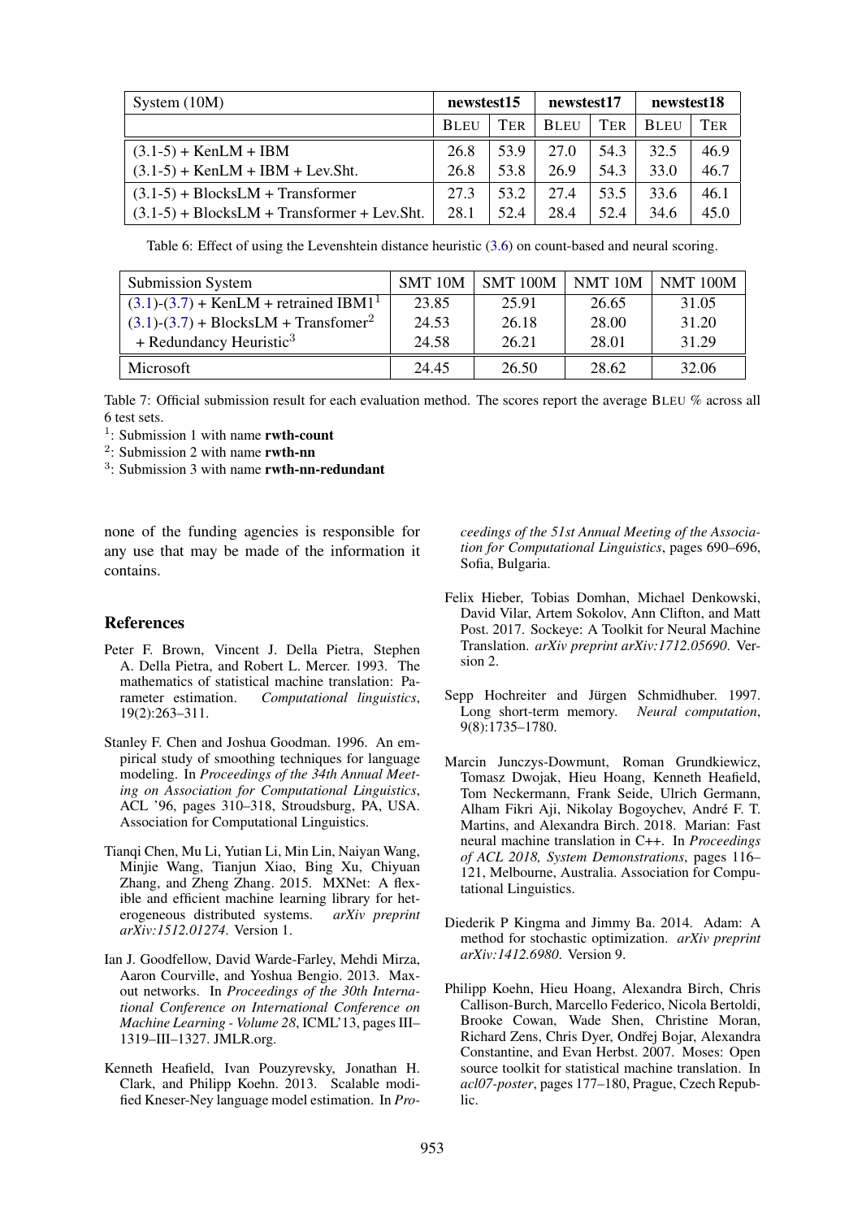| System (10M) | newstest15 | | newstest17 | | newstest18 | |
|---|---|---|---|---|---|---|
| | BLEU | TER | BLEU | TER | BLEU | TER |
| (3.1-5) + KenLM + IBM | 26.8 | 53.9 | 27.0 | 54.3 | 32.5 | 46.9 |
| (3.1-5) + KenLM + IBM + Lev.Sht. | 26.8 | 53.8 | 26.9 | 54.3 | 33.0 | 46.7 |
| (3.1-5) + BlocksLM + Transformer | 27.3 | 53.2 | 27.4 | 53.5 | 33.6 | 46.1 |
| (3.1-5) + BlocksLM + Transformer + Lev.Sht. | 28.1 | 52.4 | 28.4 | 52.4 | 34.6 | 45.0 |

Table 6: Effect of using the Levenshtein distance heuristic (3.6) on count-based and neural scoring.

| Submission System | SMT 10M | SMT 100M | NMT 10M | NMT 100M |
|---|---|---|---|---|
| (3.1)-(3.7) + KenLM + retrained IBM1[1] | 23.85 | 25.91 | 26.65 | 31.05 |
| (3.1)-(3.7) + BlocksLM + Transfomer[2] | 24.53 | 26.18 | 28.00 | 31.20 |
| + Redundancy Heuristic[3] | 24.58 | 26.21 | 28.01 | 31.29 |
| Microsoft | 24.45 | 26.50 | 28.62 | 32.06 |

Table 7: Official submission result for each evaluation method. The scores report the average BLEU % across all 6 test sets.

[1]: Submission 1 with name **rwth-count**

[2]: Submission 2 with name **rwth-nn**

[3]: Submission 3 with name **rwth-nn-redundant**

none of the funding agencies is responsible for any use that may be made of the information it contains.

## References

Peter F. Brown, Vincent J. Della Pietra, Stephen A. Della Pietra, and Robert L. Mercer. 1993. The mathematics of statistical machine translation: Parameter estimation. *Computational linguistics*, 19(2):263–311.

Stanley F. Chen and Joshua Goodman. 1996. An empirical study of smoothing techniques for language modeling. In *Proceedings of the 34th Annual Meeting on Association for Computational Linguistics*, ACL '96, pages 310–318, Stroudsburg, PA, USA. Association for Computational Linguistics.

Tianqi Chen, Mu Li, Yutian Li, Min Lin, Naiyan Wang, Minjie Wang, Tianjun Xiao, Bing Xu, Chiyuan Zhang, and Zheng Zhang. 2015. MXNet: A flexible and efficient machine learning library for heterogeneous distributed systems. *arXiv preprint arXiv:1512.01274*. Version 1.

Ian J. Goodfellow, David Warde-Farley, Mehdi Mirza, Aaron Courville, and Yoshua Bengio. 2013. Maxout networks. In *Proceedings of the 30th International Conference on International Conference on Machine Learning - Volume 28*, ICML'13, pages III–1319–III–1327. JMLR.org.

Kenneth Heafield, Ivan Pouzyrevsky, Jonathan H. Clark, and Philipp Koehn. 2013. Scalable modified Kneser-Ney language model estimation. In *Proceedings of the 51st Annual Meeting of the Association for Computational Linguistics*, pages 690–696, Sofia, Bulgaria.

Felix Hieber, Tobias Domhan, Michael Denkowski, David Vilar, Artem Sokolov, Ann Clifton, and Matt Post. 2017. Sockeye: A Toolkit for Neural Machine Translation. *arXiv preprint arXiv:1712.05690*. Version 2.

Sepp Hochreiter and Jürgen Schmidhuber. 1997. Long short-term memory. *Neural computation*, 9(8):1735–1780.

Marcin Junczys-Dowmunt, Roman Grundkiewicz, Tomasz Dwojak, Hieu Hoang, Kenneth Heafield, Tom Neckermann, Frank Seide, Ulrich Germann, Alham Fikri Aji, Nikolay Bogoychev, André F. T. Martins, and Alexandra Birch. 2018. Marian: Fast neural machine translation in C++. In *Proceedings of ACL 2018, System Demonstrations*, pages 116–121, Melbourne, Australia. Association for Computational Linguistics.

Diederik P Kingma and Jimmy Ba. 2014. Adam: A method for stochastic optimization. *arXiv preprint arXiv:1412.6980*. Version 9.

Philipp Koehn, Hieu Hoang, Alexandra Birch, Chris Callison-Burch, Marcello Federico, Nicola Bertoldi, Brooke Cowan, Wade Shen, Christine Moran, Richard Zens, Chris Dyer, Ondřej Bojar, Alexandra Constantine, and Evan Herbst. 2007. Moses: Open source toolkit for statistical machine translation. In *acl07-poster*, pages 177–180, Prague, Czech Republic.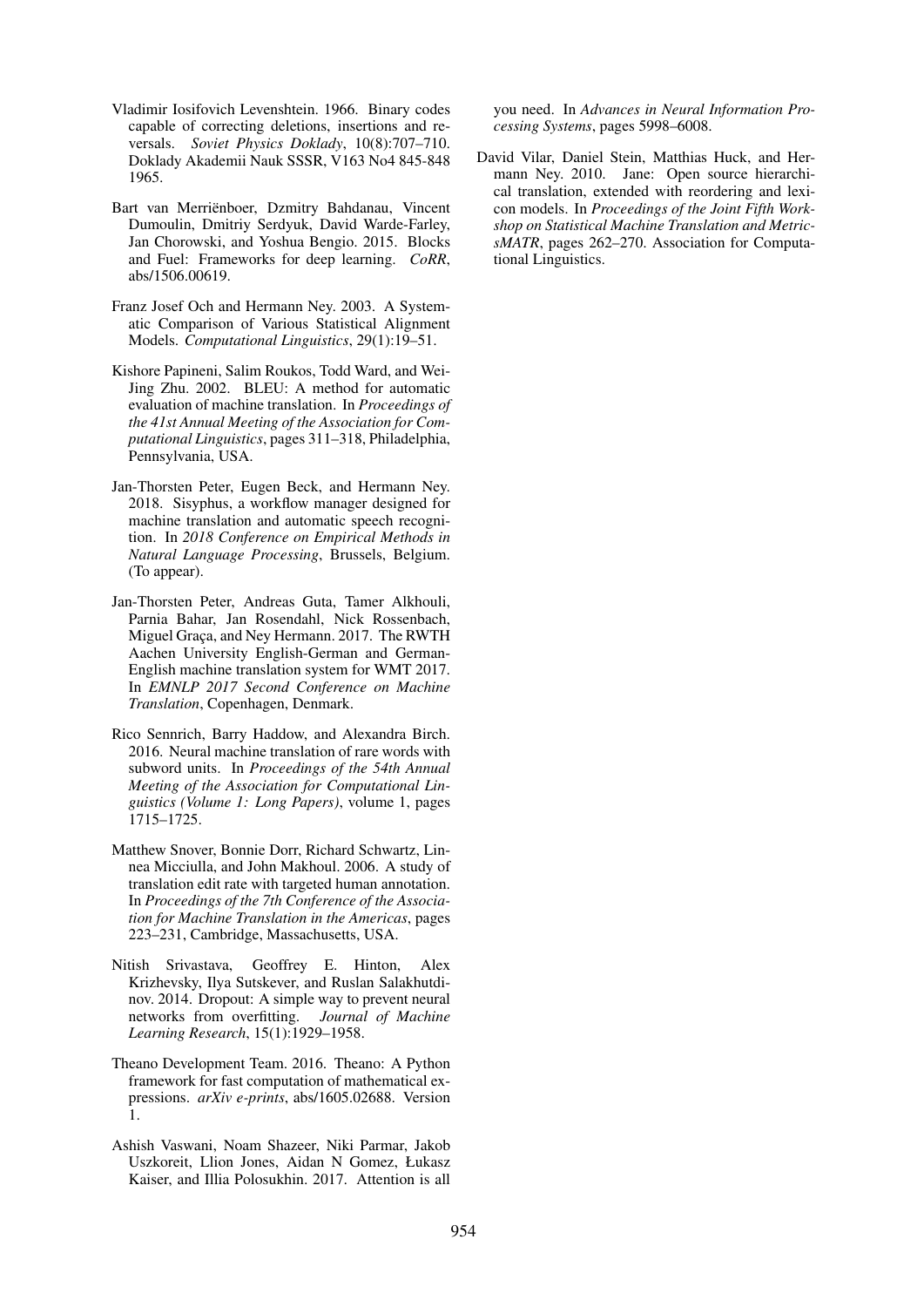Vladimir Iosifovich Levenshtein. 1966. Binary codes capable of correcting deletions, insertions and reversals. *Soviet Physics Doklady*, 10(8):707–710. Doklady Akademii Nauk SSSR, V163 No4 845-848 1965.

Bart van Merriënboer, Dzmitry Bahdanau, Vincent Dumoulin, Dmitriy Serdyuk, David Warde-Farley, Jan Chorowski, and Yoshua Bengio. 2015. Blocks and Fuel: Frameworks for deep learning. *CoRR*, abs/1506.00619.

Franz Josef Och and Hermann Ney. 2003. A Systematic Comparison of Various Statistical Alignment Models. *Computational Linguistics*, 29(1):19–51.

Kishore Papineni, Salim Roukos, Todd Ward, and Wei-Jing Zhu. 2002. BLEU: A method for automatic evaluation of machine translation. In *Proceedings of the 41st Annual Meeting of the Association for Computational Linguistics*, pages 311–318, Philadelphia, Pennsylvania, USA.

Jan-Thorsten Peter, Eugen Beck, and Hermann Ney. 2018. Sisyphus, a workflow manager designed for machine translation and automatic speech recognition. In *2018 Conference on Empirical Methods in Natural Language Processing*, Brussels, Belgium. (To appear).

Jan-Thorsten Peter, Andreas Guta, Tamer Alkhouli, Parnia Bahar, Jan Rosendahl, Nick Rossenbach, Miguel Graça, and Ney Hermann. 2017. The RWTH Aachen University English-German and German-English machine translation system for WMT 2017. In *EMNLP 2017 Second Conference on Machine Translation*, Copenhagen, Denmark.

Rico Sennrich, Barry Haddow, and Alexandra Birch. 2016. Neural machine translation of rare words with subword units. In *Proceedings of the 54th Annual Meeting of the Association for Computational Linguistics (Volume 1: Long Papers)*, volume 1, pages 1715–1725.

Matthew Snover, Bonnie Dorr, Richard Schwartz, Linnea Micciulla, and John Makhoul. 2006. A study of translation edit rate with targeted human annotation. In *Proceedings of the 7th Conference of the Association for Machine Translation in the Americas*, pages 223–231, Cambridge, Massachusetts, USA.

Nitish Srivastava, Geoffrey E. Hinton, Alex Krizhevsky, Ilya Sutskever, and Ruslan Salakhutdinov. 2014. Dropout: A simple way to prevent neural networks from overfitting. *Journal of Machine Learning Research*, 15(1):1929–1958.

Theano Development Team. 2016. Theano: A Python framework for fast computation of mathematical expressions. *arXiv e-prints*, abs/1605.02688. Version 1.

Ashish Vaswani, Noam Shazeer, Niki Parmar, Jakob Uszkoreit, Llion Jones, Aidan N Gomez, Łukasz Kaiser, and Illia Polosukhin. 2017. Attention is all you need. In *Advances in Neural Information Processing Systems*, pages 5998–6008.

David Vilar, Daniel Stein, Matthias Huck, and Hermann Ney. 2010. Jane: Open source hierarchical translation, extended with reordering and lexicon models. In *Proceedings of the Joint Fifth Workshop on Statistical Machine Translation and MetricsMATR*, pages 262–270. Association for Computational Linguistics.